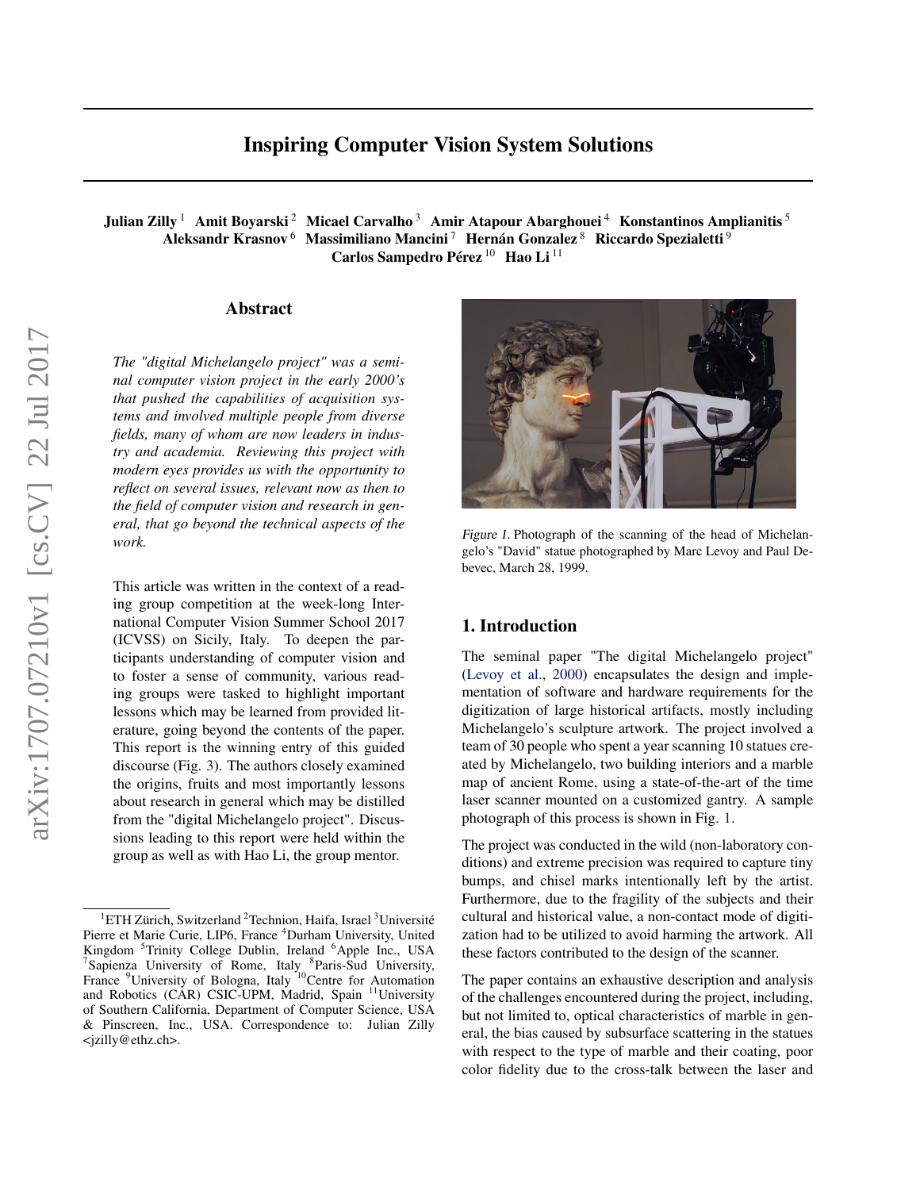# Inspiring Computer Vision System Solutions

**Julian Zilly** [1] **Amit Boyarski** [2] **Micael Carvalho** [3] **Amir Atapour Abarghouei** [4] **Konstantinos Amplianitis** [5] **Aleksandr Krasnov** [6] **Massimiliano Mancini** [7] **Hernán Gonzalez** [8] **Riccardo Spezialetti** [9] **Carlos Sampedro Pérez** [10] **Hao Li** [11]

## Abstract

*The "digital Michelangelo project" was a seminal computer vision project in the early 2000's that pushed the capabilities of acquisition systems and involved multiple people from diverse fields, many of whom are now leaders in industry and academia. Reviewing this project with modern eyes provides us with the opportunity to reflect on several issues, relevant now as then to the field of computer vision and research in general, that go beyond the technical aspects of the work.*

This article was written in the context of a reading group competition at the week-long International Computer Vision Summer School 2017 (ICVSS) on Sicily, Italy. To deepen the participants understanding of computer vision and to foster a sense of community, various reading groups were tasked to highlight important lessons which may be learned from provided literature, going beyond the contents of the paper. This report is the winning entry of this guided discourse (Fig. 3). The authors closely examined the origins, fruits and most importantly lessons about research in general which may be distilled from the "digital Michelangelo project". Discussions leading to this report were held within the group as well as with Hao Li, the group mentor.

[1]ETH Zürich, Switzerland [2]Technion, Haifa, Israel [3]Université Pierre et Marie Curie, LIP6, France [4]Durham University, United Kingdom [5]Trinity College Dublin, Ireland [6]Apple Inc., USA [7]Sapienza University of Rome, Italy [8]Paris-Sud University, France [9]University of Bologna, Italy [10]Centre for Automation and Robotics (CAR) CSIC-UPM, Madrid, Spain [11]University of Southern California, Department of Computer Science, USA & Pinscreen, Inc., USA. Correspondence to: Julian Zilly <jzilly@ethz.ch>.

*Figure 1.* Photograph of the scanning of the head of Michelangelo's "David" statue photographed by Marc Levoy and Paul Debevec, March 28, 1999.

## 1. Introduction

The seminal paper "The digital Michelangelo project" (Levoy et al., 2000) encapsulates the design and implementation of software and hardware requirements for the digitization of large historical artifacts, mostly including Michelangelo's sculpture artwork. The project involved a team of 30 people who spent a year scanning 10 statues created by Michelangelo, two building interiors and a marble map of ancient Rome, using a state-of-the-art of the time laser scanner mounted on a customized gantry. A sample photograph of this process is shown in Fig. 1.

The project was conducted in the wild (non-laboratory conditions) and extreme precision was required to capture tiny bumps, and chisel marks intentionally left by the artist. Furthermore, due to the fragility of the subjects and their cultural and historical value, a non-contact mode of digitization had to be utilized to avoid harming the artwork. All these factors contributed to the design of the scanner.

The paper contains an exhaustive description and analysis of the challenges encountered during the project, including, but not limited to, optical characteristics of marble in general, the bias caused by subsurface scattering in the statues with respect to the type of marble and their coating, poor color fidelity due to the cross-talk between the laser and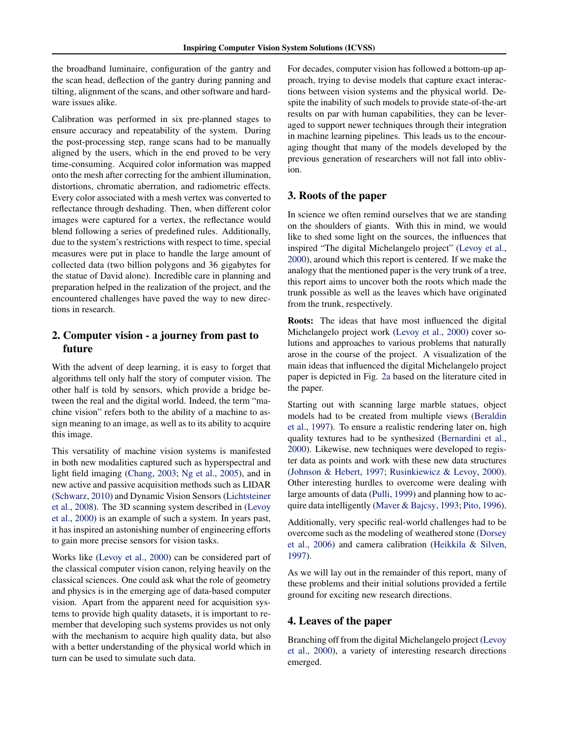the broadband luminaire, configuration of the gantry and the scan head, deflection of the gantry during panning and tilting, alignment of the scans, and other software and hardware issues alike.

Calibration was performed in six pre-planned stages to ensure accuracy and repeatability of the system. During the post-processing step, range scans had to be manually aligned by the users, which in the end proved to be very time-consuming. Acquired color information was mapped onto the mesh after correcting for the ambient illumination, distortions, chromatic aberration, and radiometric effects. Every color associated with a mesh vertex was converted to reflectance through deshading. Then, when different color images were captured for a vertex, the reflectance would blend following a series of predefined rules. Additionally, due to the system's restrictions with respect to time, special measures were put in place to handle the large amount of collected data (two billion polygons and 36 gigabytes for the statue of David alone). Incredible care in planning and preparation helped in the realization of the project, and the encountered challenges have paved the way to new directions in research.

## 2. Computer vision - a journey from past to future

With the advent of deep learning, it is easy to forget that algorithms tell only half the story of computer vision. The other half is told by sensors, which provide a bridge between the real and the digital world. Indeed, the term "machine vision" refers both to the ability of a machine to assign meaning to an image, as well as to its ability to acquire this image.

This versatility of machine vision systems is manifested in both new modalities captured such as hyperspectral and light field imaging (Chang, 2003; Ng et al., 2005), and in new active and passive acquisition methods such as LIDAR (Schwarz, 2010) and Dynamic Vision Sensors (Lichtsteiner et al., 2008). The 3D scanning system described in (Levoy et al., 2000) is an example of such a system. In years past, it has inspired an astonishing number of engineering efforts to gain more precise sensors for vision tasks.

Works like (Levoy et al., 2000) can be considered part of the classical computer vision canon, relying heavily on the classical sciences. One could ask what the role of geometry and physics is in the emerging age of data-based computer vision. Apart from the apparent need for acquisition systems to provide high quality datasets, it is important to remember that developing such systems provides us not only with the mechanism to acquire high quality data, but also with a better understanding of the physical world which in turn can be used to simulate such data.

For decades, computer vision has followed a bottom-up approach, trying to devise models that capture exact interactions between vision systems and the physical world. Despite the inability of such models to provide state-of-the-art results on par with human capabilities, they can be leveraged to support newer techniques through their integration in machine learning pipelines. This leads us to the encouraging thought that many of the models developed by the previous generation of researchers will not fall into oblivion.

## 3. Roots of the paper

In science we often remind ourselves that we are standing on the shoulders of giants. With this in mind, we would like to shed some light on the sources, the influences that inspired "The digital Michelangelo project" (Levoy et al., 2000), around which this report is centered. If we make the analogy that the mentioned paper is the very trunk of a tree, this report aims to uncover both the roots which made the trunk possible as well as the leaves which have originated from the trunk, respectively.

**Roots:** The ideas that have most influenced the digital Michelangelo project work (Levoy et al., 2000) cover solutions and approaches to various problems that naturally arose in the course of the project. A visualization of the main ideas that influenced the digital Michelangelo project paper is depicted in Fig. 2a based on the literature cited in the paper.

Starting out with scanning large marble statues, object models had to be created from multiple views (Beraldin et al., 1997). To ensure a realistic rendering later on, high quality textures had to be synthesized (Bernardini et al., 2000). Likewise, new techniques were developed to register data as points and work with these new data structures (Johnson & Hebert, 1997; Rusinkiewicz & Levoy, 2000). Other interesting hurdles to overcome were dealing with large amounts of data (Pulli, 1999) and planning how to acquire data intelligently (Maver & Bajcsy, 1993; Pito, 1996).

Additionally, very specific real-world challenges had to be overcome such as the modeling of weathered stone (Dorsey et al., 2006) and camera calibration (Heikkila & Silven, 1997).

As we will lay out in the remainder of this report, many of these problems and their initial solutions provided a fertile ground for exciting new research directions.

## 4. Leaves of the paper

Branching off from the digital Michelangelo project (Levoy et al., 2000), a variety of interesting research directions emerged.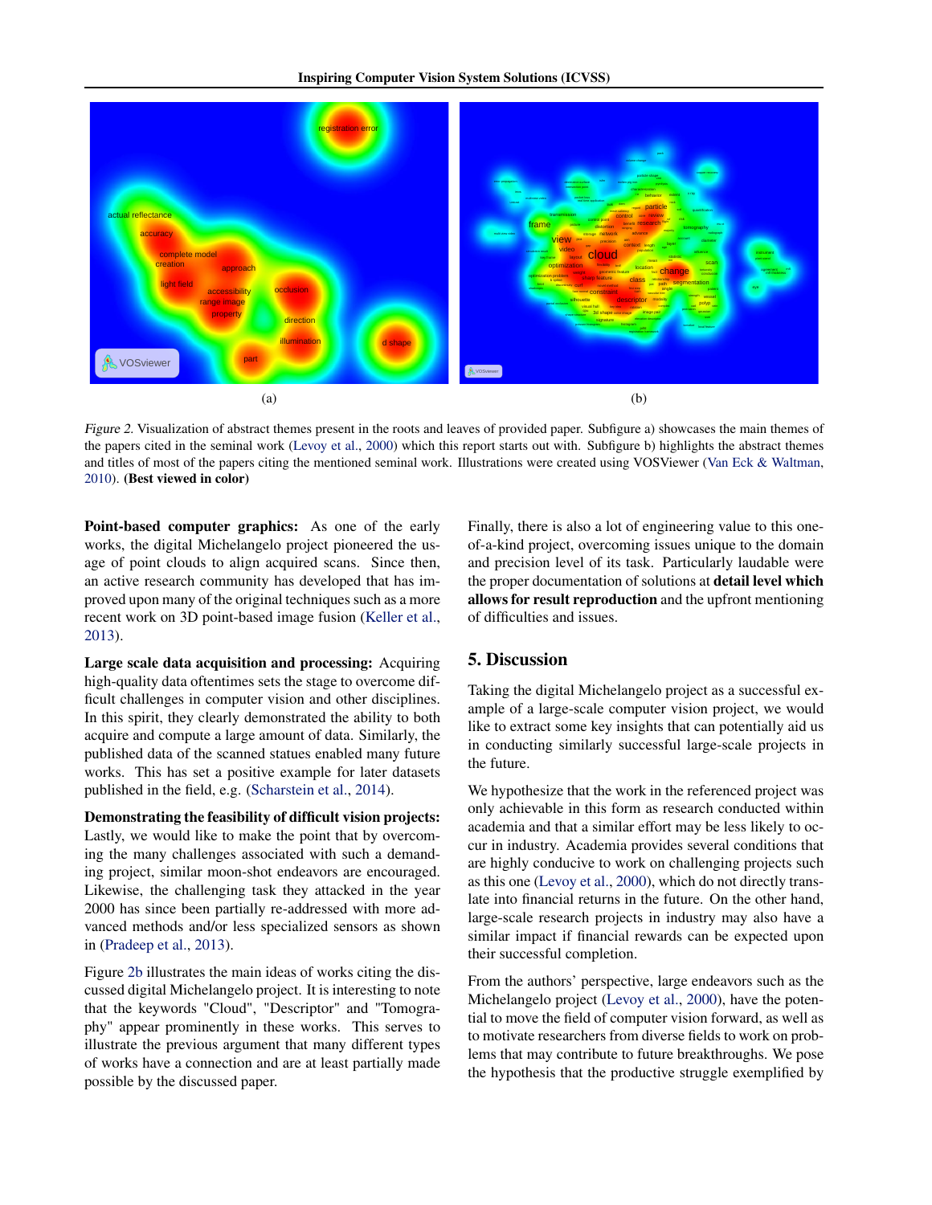Figure 2. Visualization of abstract themes present in the roots and leaves of provided paper. Subfigure a) showcases the main themes of the papers cited in the seminal work (Levoy et al., 2000) which this report starts out with. Subfigure b) highlights the abstract themes and titles of most of the papers citing the mentioned seminal work. Illustrations were created using VOSViewer (Van Eck & Waltman, 2010). **(Best viewed in color)**

**Point-based computer graphics:** As one of the early works, the digital Michelangelo project pioneered the usage of point clouds to align acquired scans. Since then, an active research community has developed that has improved upon many of the original techniques such as a more recent work on 3D point-based image fusion (Keller et al., 2013).

**Large scale data acquisition and processing:** Acquiring high-quality data oftentimes sets the stage to overcome difficult challenges in computer vision and other disciplines. In this spirit, they clearly demonstrated the ability to both acquire and compute a large amount of data. Similarly, the published data of the scanned statues enabled many future works. This has set a positive example for later datasets published in the field, e.g. (Scharstein et al., 2014).

**Demonstrating the feasibility of difficult vision projects:** Lastly, we would like to make the point that by overcoming the many challenges associated with such a demanding project, similar moon-shot endeavors are encouraged. Likewise, the challenging task they attacked in the year 2000 has since been partially re-addressed with more advanced methods and/or less specialized sensors as shown in (Pradeep et al., 2013).

Figure 2b illustrates the main ideas of works citing the discussed digital Michelangelo project. It is interesting to note that the keywords "Cloud", "Descriptor" and "Tomography" appear prominently in these works. This serves to illustrate the previous argument that many different types of works have a connection and are at least partially made possible by the discussed paper.

Finally, there is also a lot of engineering value to this one-of-a-kind project, overcoming issues unique to the domain and precision level of its task. Particularly laudable were the proper documentation of solutions at **detail level which allows for result reproduction** and the upfront mentioning of difficulties and issues.

## 5. Discussion

Taking the digital Michelangelo project as a successful example of a large-scale computer vision project, we would like to extract some key insights that can potentially aid us in conducting similarly successful large-scale projects in the future.

We hypothesize that the work in the referenced project was only achievable in this form as research conducted within academia and that a similar effort may be less likely to occur in industry. Academia provides several conditions that are highly conducive to work on challenging projects such as this one (Levoy et al., 2000), which do not directly translate into financial returns in the future. On the other hand, large-scale research projects in industry may also have a similar impact if financial rewards can be expected upon their successful completion.

From the authors' perspective, large endeavors such as the Michelangelo project (Levoy et al., 2000), have the potential to move the field of computer vision forward, as well as to motivate researchers from diverse fields to work on problems that may contribute to future breakthroughs. We pose the hypothesis that the productive struggle exemplified by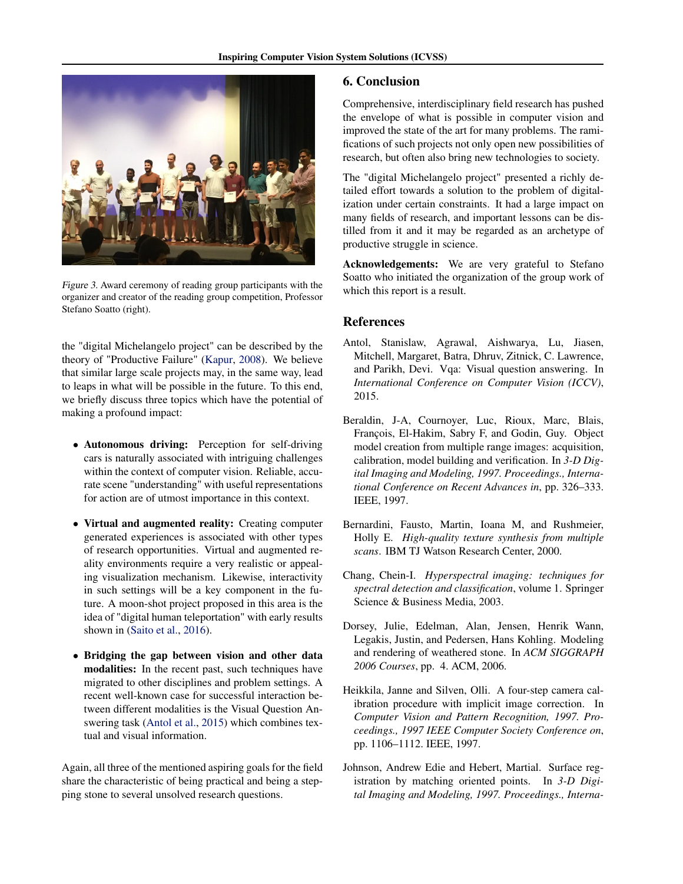*Figure 3.* Award ceremony of reading group participants with the organizer and creator of the reading group competition, Professor Stefano Soatto (right).

the "digital Michelangelo project" can be described by the theory of "Productive Failure" (Kapur, 2008). We believe that similar large scale projects may, in the same way, lead to leaps in what will be possible in the future. To this end, we briefly discuss three topics which have the potential of making a profound impact:

- **Autonomous driving:** Perception for self-driving cars is naturally associated with intriguing challenges within the context of computer vision. Reliable, accurate scene "understanding" with useful representations for action are of utmost importance in this context.

- **Virtual and augmented reality:** Creating computer generated experiences is associated with other types of research opportunities. Virtual and augmented reality environments require a very realistic or appealing visualization mechanism. Likewise, interactivity in such settings will be a key component in the future. A moon-shot project proposed in this area is the idea of "digital human teleportation" with early results shown in (Saito et al., 2016).

- **Bridging the gap between vision and other data modalities:** In the recent past, such techniques have migrated to other disciplines and problem settings. A recent well-known case for successful interaction between different modalities is the Visual Question Answering task (Antol et al., 2015) which combines textual and visual information.

Again, all three of the mentioned aspiring goals for the field share the characteristic of being practical and being a stepping stone to several unsolved research questions.

## 6. Conclusion

Comprehensive, interdisciplinary field research has pushed the envelope of what is possible in computer vision and improved the state of the art for many problems. The ramifications of such projects not only open new possibilities of research, but often also bring new technologies to society.

The "digital Michelangelo project" presented a richly detailed effort towards a solution to the problem of digitalization under certain constraints. It had a large impact on many fields of research, and important lessons can be distilled from it and it may be regarded as an archetype of productive struggle in science.

**Acknowledgements:** We are very grateful to Stefano Soatto who initiated the organization of the group work of which this report is a result.

## References

Antol, Stanislaw, Agrawal, Aishwarya, Lu, Jiasen, Mitchell, Margaret, Batra, Dhruv, Zitnick, C. Lawrence, and Parikh, Devi. Vqa: Visual question answering. In *International Conference on Computer Vision (ICCV)*, 2015.

Beraldin, J-A, Cournoyer, Luc, Rioux, Marc, Blais, François, El-Hakim, Sabry F, and Godin, Guy. Object model creation from multiple range images: acquisition, calibration, model building and verification. In *3-D Digital Imaging and Modeling, 1997. Proceedings., International Conference on Recent Advances in*, pp. 326–333. IEEE, 1997.

Bernardini, Fausto, Martin, Ioana M, and Rushmeier, Holly E. *High-quality texture synthesis from multiple scans*. IBM TJ Watson Research Center, 2000.

Chang, Chein-I. *Hyperspectral imaging: techniques for spectral detection and classification*, volume 1. Springer Science & Business Media, 2003.

Dorsey, Julie, Edelman, Alan, Jensen, Henrik Wann, Legakis, Justin, and Pedersen, Hans Kohling. Modeling and rendering of weathered stone. In *ACM SIGGRAPH 2006 Courses*, pp. 4. ACM, 2006.

Heikkila, Janne and Silven, Olli. A four-step camera calibration procedure with implicit image correction. In *Computer Vision and Pattern Recognition, 1997. Proceedings., 1997 IEEE Computer Society Conference on*, pp. 1106–1112. IEEE, 1997.

Johnson, Andrew Edie and Hebert, Martial. Surface registration by matching oriented points. In *3-D Digital Imaging and Modeling, 1997. Proceedings., Interna-*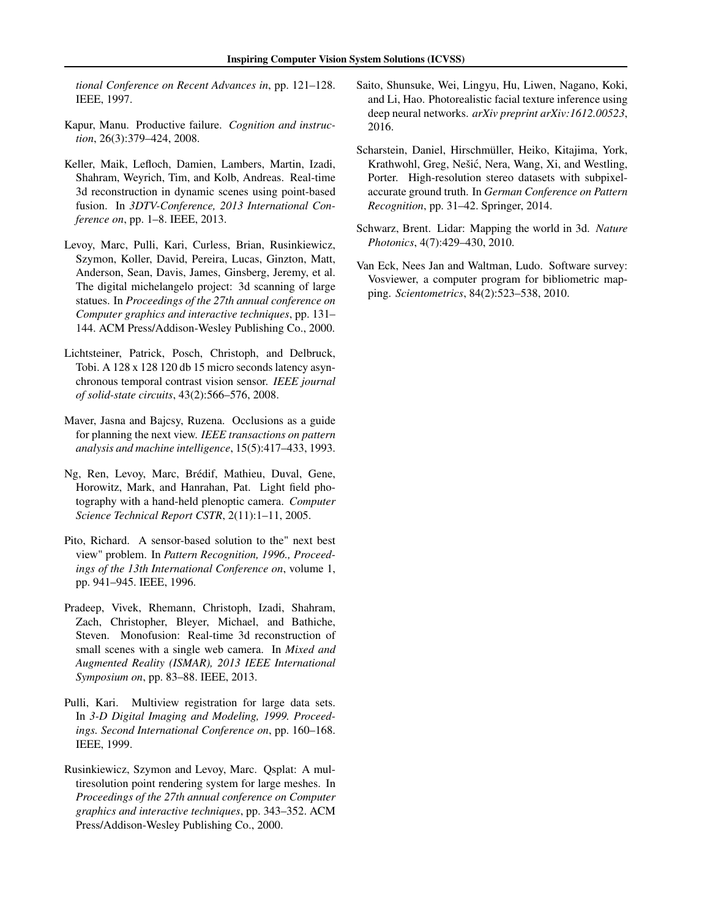*tional Conference on Recent Advances in*, pp. 121–128. IEEE, 1997.

Kapur, Manu. Productive failure. *Cognition and instruction*, 26(3):379–424, 2008.

Keller, Maik, Lefloch, Damien, Lambers, Martin, Izadi, Shahram, Weyrich, Tim, and Kolb, Andreas. Real-time 3d reconstruction in dynamic scenes using point-based fusion. In *3DTV-Conference, 2013 International Conference on*, pp. 1–8. IEEE, 2013.

Levoy, Marc, Pulli, Kari, Curless, Brian, Rusinkiewicz, Szymon, Koller, David, Pereira, Lucas, Ginzton, Matt, Anderson, Sean, Davis, James, Ginsberg, Jeremy, et al. The digital michelangelo project: 3d scanning of large statues. In *Proceedings of the 27th annual conference on Computer graphics and interactive techniques*, pp. 131–144. ACM Press/Addison-Wesley Publishing Co., 2000.

Lichtsteiner, Patrick, Posch, Christoph, and Delbruck, Tobi. A 128 x 128 120 db 15 micro seconds latency asynchronous temporal contrast vision sensor. *IEEE journal of solid-state circuits*, 43(2):566–576, 2008.

Maver, Jasna and Bajcsy, Ruzena. Occlusions as a guide for planning the next view. *IEEE transactions on pattern analysis and machine intelligence*, 15(5):417–433, 1993.

Ng, Ren, Levoy, Marc, Brédif, Mathieu, Duval, Gene, Horowitz, Mark, and Hanrahan, Pat. Light field photography with a hand-held plenoptic camera. *Computer Science Technical Report CSTR*, 2(11):1–11, 2005.

Pito, Richard. A sensor-based solution to the" next best view" problem. In *Pattern Recognition, 1996., Proceedings of the 13th International Conference on*, volume 1, pp. 941–945. IEEE, 1996.

Pradeep, Vivek, Rhemann, Christoph, Izadi, Shahram, Zach, Christopher, Bleyer, Michael, and Bathiche, Steven. Monofusion: Real-time 3d reconstruction of small scenes with a single web camera. In *Mixed and Augmented Reality (ISMAR), 2013 IEEE International Symposium on*, pp. 83–88. IEEE, 2013.

Pulli, Kari. Multiview registration for large data sets. In *3-D Digital Imaging and Modeling, 1999. Proceedings. Second International Conference on*, pp. 160–168. IEEE, 1999.

Rusinkiewicz, Szymon and Levoy, Marc. Qsplat: A multiresolution point rendering system for large meshes. In *Proceedings of the 27th annual conference on Computer graphics and interactive techniques*, pp. 343–352. ACM Press/Addison-Wesley Publishing Co., 2000.

Saito, Shunsuke, Wei, Lingyu, Hu, Liwen, Nagano, Koki, and Li, Hao. Photorealistic facial texture inference using deep neural networks. *arXiv preprint arXiv:1612.00523*, 2016.

Scharstein, Daniel, Hirschmüller, Heiko, Kitajima, York, Krathwohl, Greg, Nešić, Nera, Wang, Xi, and Westling, Porter. High-resolution stereo datasets with subpixel-accurate ground truth. In *German Conference on Pattern Recognition*, pp. 31–42. Springer, 2014.

Schwarz, Brent. Lidar: Mapping the world in 3d. *Nature Photonics*, 4(7):429–430, 2010.

Van Eck, Nees Jan and Waltman, Ludo. Software survey: Vosviewer, a computer program for bibliometric mapping. *Scientometrics*, 84(2):523–538, 2010.